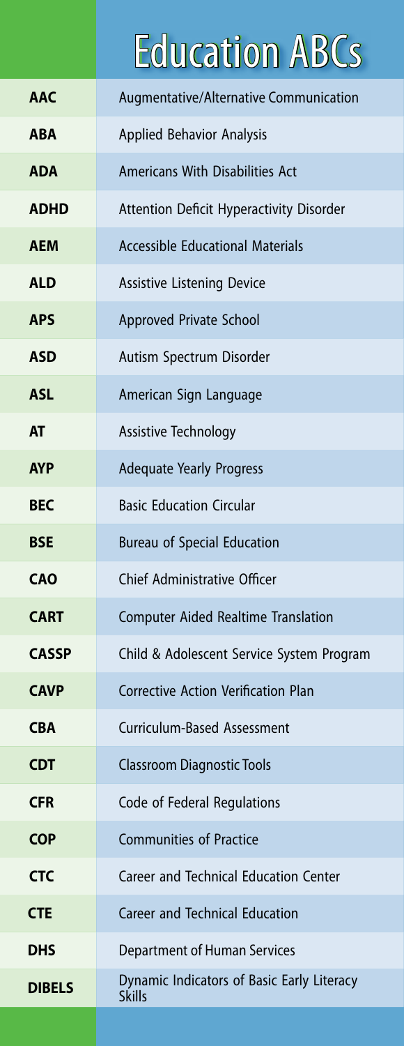# Education ABCs

| | |
|---|---|
| **AAC** | Augmentative/Alternative Communication |
| **ABA** | Applied Behavior Analysis |
| **ADA** | Americans With Disabilities Act |
| **ADHD** | Attention Deficit Hyperactivity Disorder |
| **AEM** | Accessible Educational Materials |
| **ALD** | Assistive Listening Device |
| **APS** | Approved Private School |
| **ASD** | Autism Spectrum Disorder |
| **ASL** | American Sign Language |
| **AT** | Assistive Technology |
| **AYP** | Adequate Yearly Progress |
| **BEC** | Basic Education Circular |
| **BSE** | Bureau of Special Education |
| **CAO** | Chief Administrative Officer |
| **CART** | Computer Aided Realtime Translation |
| **CASSP** | Child & Adolescent Service System Program |
| **CAVP** | Corrective Action Verification Plan |
| **CBA** | Curriculum-Based Assessment |
| **CDT** | Classroom Diagnostic Tools |
| **CFR** | Code of Federal Regulations |
| **COP** | Communities of Practice |
| **CTC** | Career and Technical Education Center |
| **CTE** | Career and Technical Education |
| **DHS** | Department of Human Services |
| **DIBELS** | Dynamic Indicators of Basic Early Literacy Skills |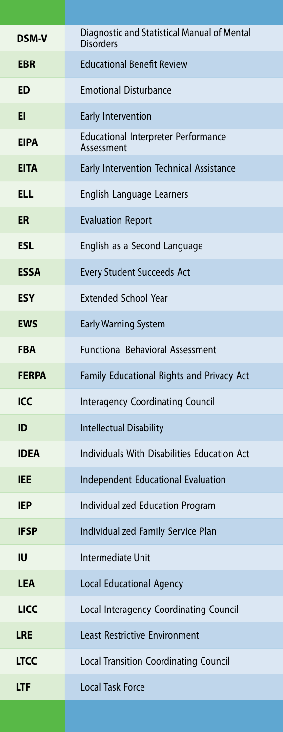| | |
|---|---|
| **DSM-V** | Diagnostic and Statistical Manual of Mental Disorders |
| **EBR** | Educational Benefit Review |
| **ED** | Emotional Disturbance |
| **EI** | Early Intervention |
| **EIPA** | Educational Interpreter Performance Assessment |
| **EITA** | Early Intervention Technical Assistance |
| **ELL** | English Language Learners |
| **ER** | Evaluation Report |
| **ESL** | English as a Second Language |
| **ESSA** | Every Student Succeeds Act |
| **ESY** | Extended School Year |
| **EWS** | Early Warning System |
| **FBA** | Functional Behavioral Assessment |
| **FERPA** | Family Educational Rights and Privacy Act |
| **ICC** | Interagency Coordinating Council |
| **ID** | Intellectual Disability |
| **IDEA** | Individuals With Disabilities Education Act |
| **IEE** | Independent Educational Evaluation |
| **IEP** | Individualized Education Program |
| **IFSP** | Individualized Family Service Plan |
| **IU** | Intermediate Unit |
| **LEA** | Local Educational Agency |
| **LICC** | Local Interagency Coordinating Council |
| **LRE** | Least Restrictive Environment |
| **LTCC** | Local Transition Coordinating Council |
| **LTF** | Local Task Force |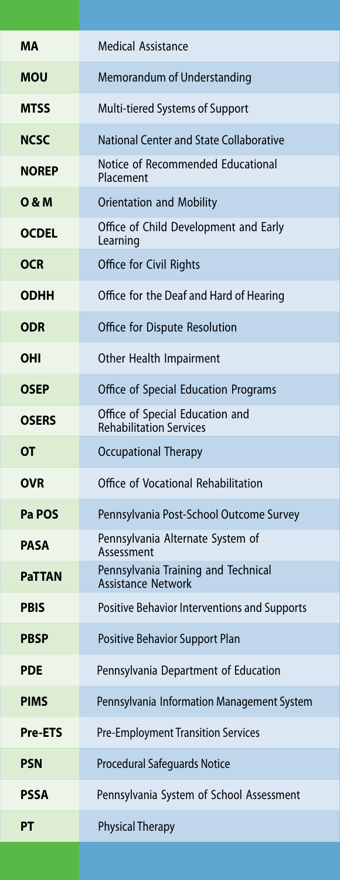| | |
|---|---|
| **MA** | Medical Assistance |
| **MOU** | Memorandum of Understanding |
| **MTSS** | Multi-tiered Systems of Support |
| **NCSC** | National Center and State Collaborative |
| **NOREP** | Notice of Recommended Educational Placement |
| **O & M** | Orientation and Mobility |
| **OCDEL** | Office of Child Development and Early Learning |
| **OCR** | Office for Civil Rights |
| **ODHH** | Office for the Deaf and Hard of Hearing |
| **ODR** | Office for Dispute Resolution |
| **OHI** | Other Health Impairment |
| **OSEP** | Office of Special Education Programs |
| **OSERS** | Office of Special Education and Rehabilitation Services |
| **OT** | Occupational Therapy |
| **OVR** | Office of Vocational Rehabilitation |
| **Pa POS** | Pennsylvania Post-School Outcome Survey |
| **PASA** | Pennsylvania Alternate System of Assessment |
| **PaTTAN** | Pennsylvania Training and Technical Assistance Network |
| **PBIS** | Positive Behavior Interventions and Supports |
| **PBSP** | Positive Behavior Support Plan |
| **PDE** | Pennsylvania Department of Education |
| **PIMS** | Pennsylvania Information Management System |
| **Pre-ETS** | Pre-Employment Transition Services |
| **PSN** | Procedural Safeguards Notice |
| **PSSA** | Pennsylvania System of School Assessment |
| **PT** | Physical Therapy |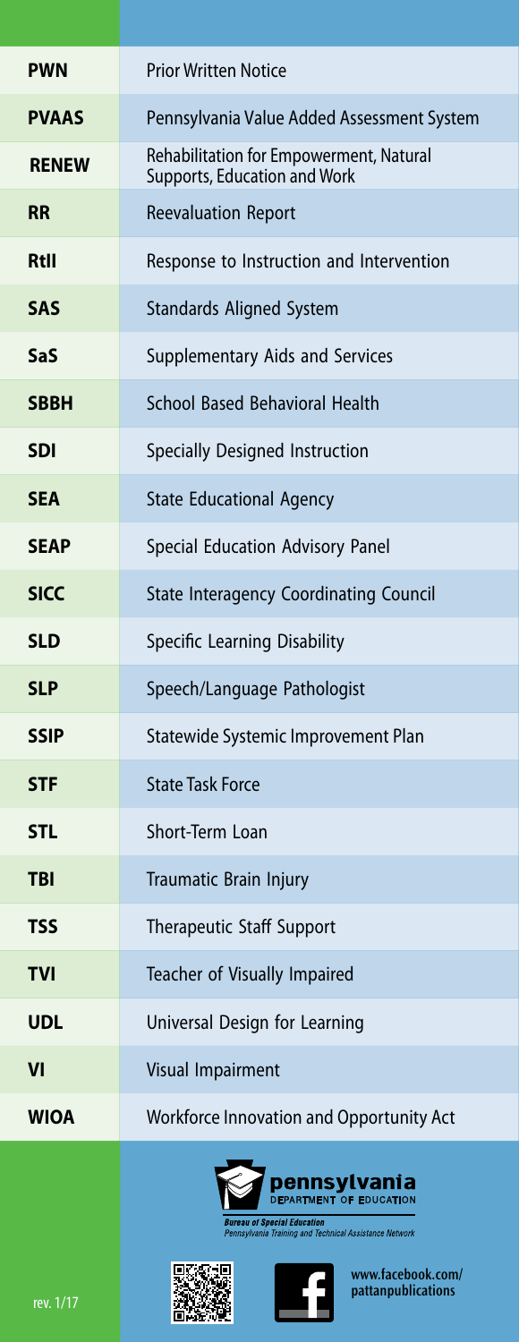| | |
|---|---|
| **PWN** | Prior Written Notice |
| **PVAAS** | Pennsylvania Value Added Assessment System |
| **RENEW** | Rehabilitation for Empowerment, Natural Supports, Education and Work |
| **RR** | Reevaluation Report |
| **RtII** | Response to Instruction and Intervention |
| **SAS** | Standards Aligned System |
| **SaS** | Supplementary Aids and Services |
| **SBBH** | School Based Behavioral Health |
| **SDI** | Specially Designed Instruction |
| **SEA** | State Educational Agency |
| **SEAP** | Special Education Advisory Panel |
| **SICC** | State Interagency Coordinating Council |
| **SLD** | Specific Learning Disability |
| **SLP** | Speech/Language Pathologist |
| **SSIP** | Statewide Systemic Improvement Plan |
| **STF** | State Task Force |
| **STL** | Short-Term Loan |
| **TBI** | Traumatic Brain Injury |
| **TSS** | Therapeutic Staff Support |
| **TVI** | Teacher of Visually Impaired |
| **UDL** | Universal Design for Learning |
| **VI** | Visual Impairment |
| **WIOA** | Workforce Innovation and Opportunity Act |

**pennsylvania**
DEPARTMENT OF EDUCATION

*Bureau of Special Education*
*Pennsylvania Training and Technical Assistance Network*

www.facebook.com/pattanpublications

rev. 1/17